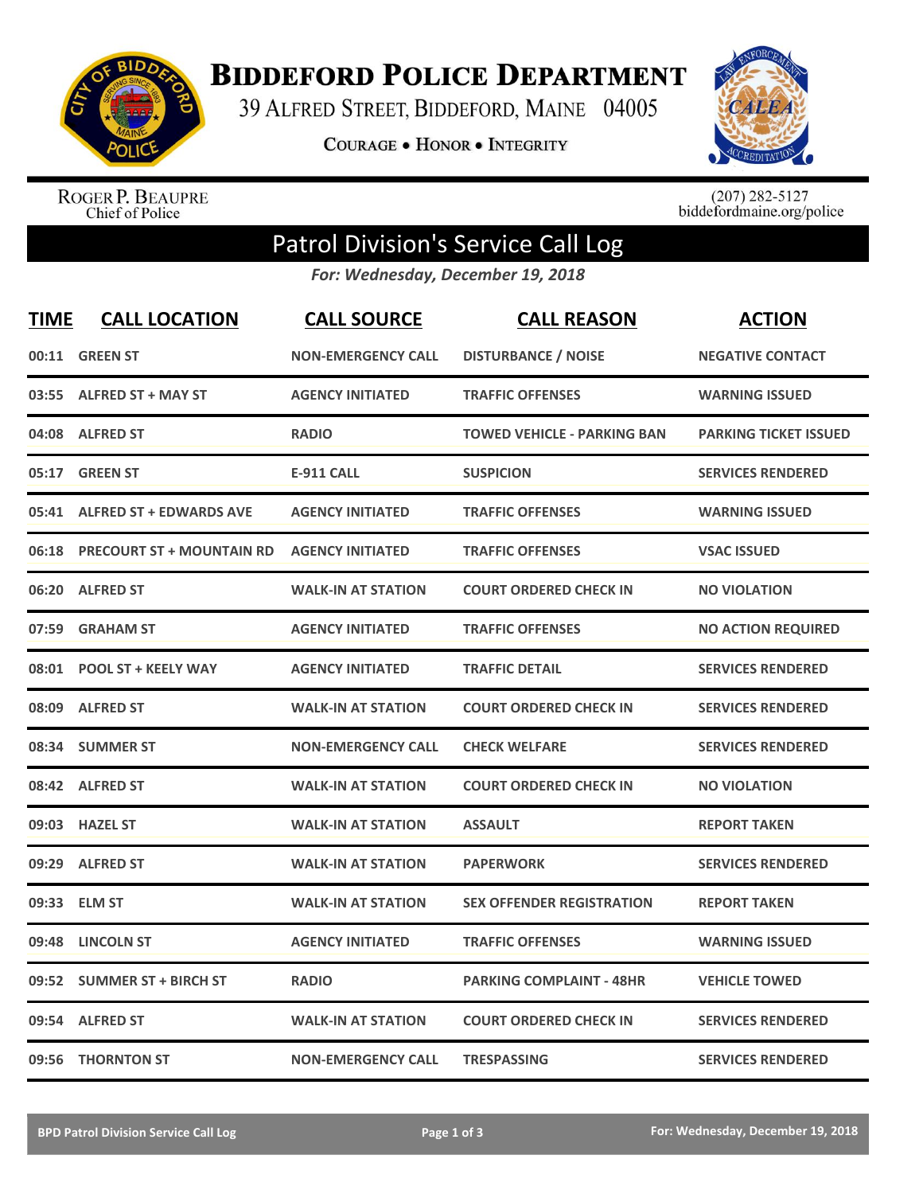# Biddeford Police Department

39 Alfred Street, Biddeford, Maine 04005

Courage • Honor • Integrity

Roger P. Beaupre
Chief of Police

(207) 282-5127
biddefordmaine.org/police

## Patrol Division's Service Call Log

*For: Wednesday, December 19, 2018*

| TIME | CALL LOCATION | CALL SOURCE | CALL REASON | ACTION |
|---|---|---|---|---|
| 00:11 | GREEN ST | NON-EMERGENCY CALL | DISTURBANCE / NOISE | NEGATIVE CONTACT |
| 03:55 | ALFRED ST + MAY ST | AGENCY INITIATED | TRAFFIC OFFENSES | WARNING ISSUED |
| 04:08 | ALFRED ST | RADIO | TOWED VEHICLE - PARKING BAN | PARKING TICKET ISSUED |
| 05:17 | GREEN ST | E-911 CALL | SUSPICION | SERVICES RENDERED |
| 05:41 | ALFRED ST + EDWARDS AVE | AGENCY INITIATED | TRAFFIC OFFENSES | WARNING ISSUED |
| 06:18 | PRECOURT ST + MOUNTAIN RD | AGENCY INITIATED | TRAFFIC OFFENSES | VSAC ISSUED |
| 06:20 | ALFRED ST | WALK-IN AT STATION | COURT ORDERED CHECK IN | NO VIOLATION |
| 07:59 | GRAHAM ST | AGENCY INITIATED | TRAFFIC OFFENSES | NO ACTION REQUIRED |
| 08:01 | POOL ST + KEELY WAY | AGENCY INITIATED | TRAFFIC DETAIL | SERVICES RENDERED |
| 08:09 | ALFRED ST | WALK-IN AT STATION | COURT ORDERED CHECK IN | SERVICES RENDERED |
| 08:34 | SUMMER ST | NON-EMERGENCY CALL | CHECK WELFARE | SERVICES RENDERED |
| 08:42 | ALFRED ST | WALK-IN AT STATION | COURT ORDERED CHECK IN | NO VIOLATION |
| 09:03 | HAZEL ST | WALK-IN AT STATION | ASSAULT | REPORT TAKEN |
| 09:29 | ALFRED ST | WALK-IN AT STATION | PAPERWORK | SERVICES RENDERED |
| 09:33 | ELM ST | WALK-IN AT STATION | SEX OFFENDER REGISTRATION | REPORT TAKEN |
| 09:48 | LINCOLN ST | AGENCY INITIATED | TRAFFIC OFFENSES | WARNING ISSUED |
| 09:52 | SUMMER ST + BIRCH ST | RADIO | PARKING COMPLAINT - 48HR | VEHICLE TOWED |
| 09:54 | ALFRED ST | WALK-IN AT STATION | COURT ORDERED CHECK IN | SERVICES RENDERED |
| 09:56 | THORNTON ST | NON-EMERGENCY CALL | TRESPASSING | SERVICES RENDERED |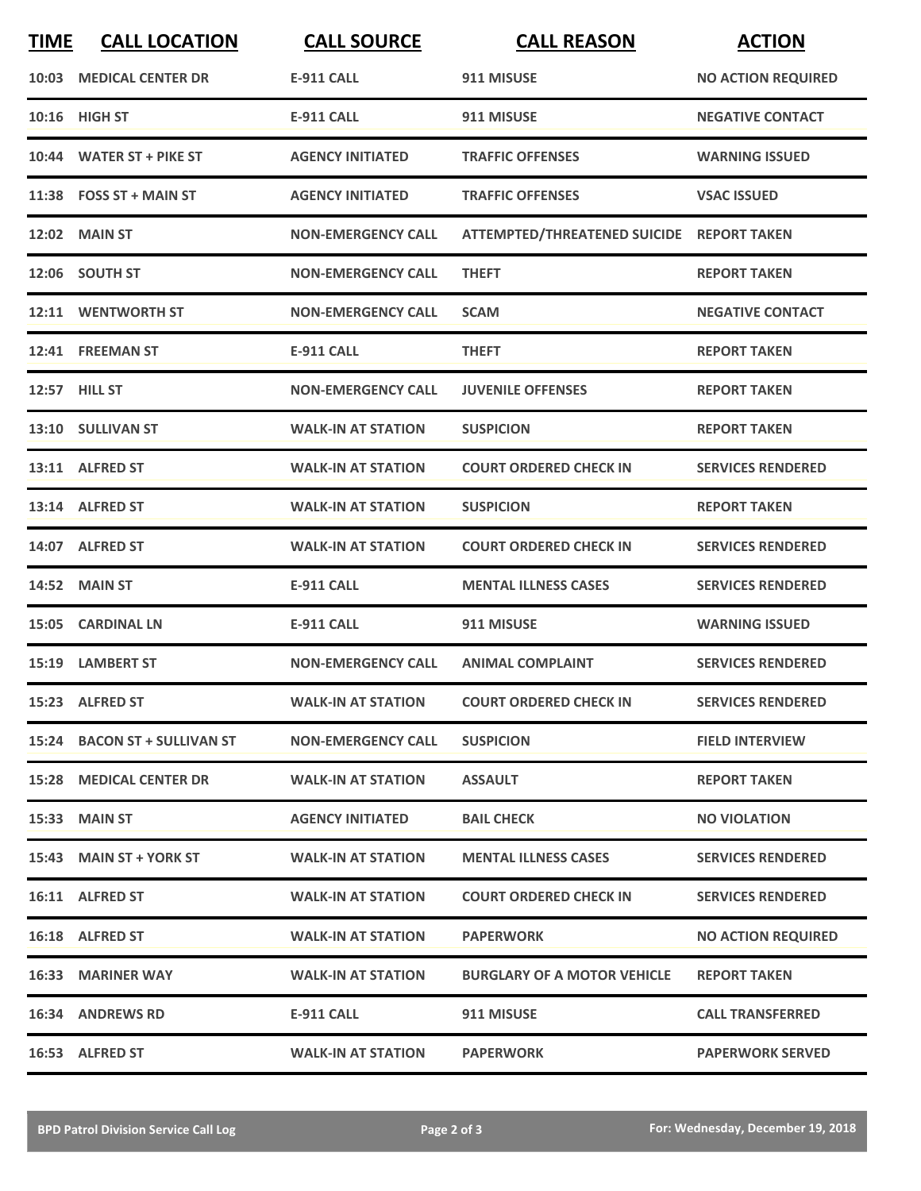| TIME | CALL LOCATION | CALL SOURCE | CALL REASON | ACTION |
|---|---|---|---|---|
| 10:03 | MEDICAL CENTER DR | E-911 CALL | 911 MISUSE | NO ACTION REQUIRED |
| 10:16 | HIGH ST | E-911 CALL | 911 MISUSE | NEGATIVE CONTACT |
| 10:44 | WATER ST + PIKE ST | AGENCY INITIATED | TRAFFIC OFFENSES | WARNING ISSUED |
| 11:38 | FOSS ST + MAIN ST | AGENCY INITIATED | TRAFFIC OFFENSES | VSAC ISSUED |
| 12:02 | MAIN ST | NON-EMERGENCY CALL | ATTEMPTED/THREATENED SUICIDE | REPORT TAKEN |
| 12:06 | SOUTH ST | NON-EMERGENCY CALL | THEFT | REPORT TAKEN |
| 12:11 | WENTWORTH ST | NON-EMERGENCY CALL | SCAM | NEGATIVE CONTACT |
| 12:41 | FREEMAN ST | E-911 CALL | THEFT | REPORT TAKEN |
| 12:57 | HILL ST | NON-EMERGENCY CALL | JUVENILE OFFENSES | REPORT TAKEN |
| 13:10 | SULLIVAN ST | WALK-IN AT STATION | SUSPICION | REPORT TAKEN |
| 13:11 | ALFRED ST | WALK-IN AT STATION | COURT ORDERED CHECK IN | SERVICES RENDERED |
| 13:14 | ALFRED ST | WALK-IN AT STATION | SUSPICION | REPORT TAKEN |
| 14:07 | ALFRED ST | WALK-IN AT STATION | COURT ORDERED CHECK IN | SERVICES RENDERED |
| 14:52 | MAIN ST | E-911 CALL | MENTAL ILLNESS CASES | SERVICES RENDERED |
| 15:05 | CARDINAL LN | E-911 CALL | 911 MISUSE | WARNING ISSUED |
| 15:19 | LAMBERT ST | NON-EMERGENCY CALL | ANIMAL COMPLAINT | SERVICES RENDERED |
| 15:23 | ALFRED ST | WALK-IN AT STATION | COURT ORDERED CHECK IN | SERVICES RENDERED |
| 15:24 | BACON ST + SULLIVAN ST | NON-EMERGENCY CALL | SUSPICION | FIELD INTERVIEW |
| 15:28 | MEDICAL CENTER DR | WALK-IN AT STATION | ASSAULT | REPORT TAKEN |
| 15:33 | MAIN ST | AGENCY INITIATED | BAIL CHECK | NO VIOLATION |
| 15:43 | MAIN ST + YORK ST | WALK-IN AT STATION | MENTAL ILLNESS CASES | SERVICES RENDERED |
| 16:11 | ALFRED ST | WALK-IN AT STATION | COURT ORDERED CHECK IN | SERVICES RENDERED |
| 16:18 | ALFRED ST | WALK-IN AT STATION | PAPERWORK | NO ACTION REQUIRED |
| 16:33 | MARINER WAY | WALK-IN AT STATION | BURGLARY OF A MOTOR VEHICLE | REPORT TAKEN |
| 16:34 | ANDREWS RD | E-911 CALL | 911 MISUSE | CALL TRANSFERRED |
| 16:53 | ALFRED ST | WALK-IN AT STATION | PAPERWORK | PAPERWORK SERVED |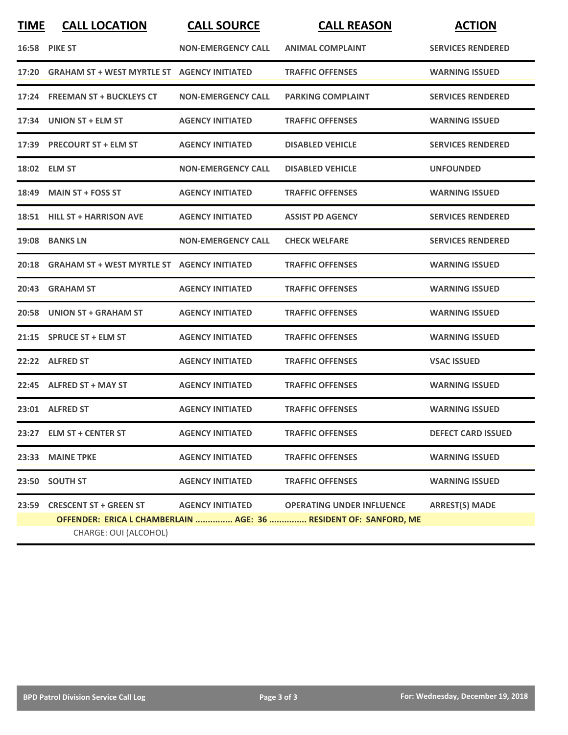| TIME | CALL LOCATION | CALL SOURCE | CALL REASON | ACTION |
|---|---|---|---|---|
| 16:58 | PIKE ST | NON-EMERGENCY CALL | ANIMAL COMPLAINT | SERVICES RENDERED |
| 17:20 | GRAHAM ST + WEST MYRTLE ST | AGENCY INITIATED | TRAFFIC OFFENSES | WARNING ISSUED |
| 17:24 | FREEMAN ST + BUCKLEYS CT | NON-EMERGENCY CALL | PARKING COMPLAINT | SERVICES RENDERED |
| 17:34 | UNION ST + ELM ST | AGENCY INITIATED | TRAFFIC OFFENSES | WARNING ISSUED |
| 17:39 | PRECOURT ST + ELM ST | AGENCY INITIATED | DISABLED VEHICLE | SERVICES RENDERED |
| 18:02 | ELM ST | NON-EMERGENCY CALL | DISABLED VEHICLE | UNFOUNDED |
| 18:49 | MAIN ST + FOSS ST | AGENCY INITIATED | TRAFFIC OFFENSES | WARNING ISSUED |
| 18:51 | HILL ST + HARRISON AVE | AGENCY INITIATED | ASSIST PD AGENCY | SERVICES RENDERED |
| 19:08 | BANKS LN | NON-EMERGENCY CALL | CHECK WELFARE | SERVICES RENDERED |
| 20:18 | GRAHAM ST + WEST MYRTLE ST | AGENCY INITIATED | TRAFFIC OFFENSES | WARNING ISSUED |
| 20:43 | GRAHAM ST | AGENCY INITIATED | TRAFFIC OFFENSES | WARNING ISSUED |
| 20:58 | UNION ST + GRAHAM ST | AGENCY INITIATED | TRAFFIC OFFENSES | WARNING ISSUED |
| 21:15 | SPRUCE ST + ELM ST | AGENCY INITIATED | TRAFFIC OFFENSES | WARNING ISSUED |
| 22:22 | ALFRED ST | AGENCY INITIATED | TRAFFIC OFFENSES | VSAC ISSUED |
| 22:45 | ALFRED ST + MAY ST | AGENCY INITIATED | TRAFFIC OFFENSES | WARNING ISSUED |
| 23:01 | ALFRED ST | AGENCY INITIATED | TRAFFIC OFFENSES | WARNING ISSUED |
| 23:27 | ELM ST + CENTER ST | AGENCY INITIATED | TRAFFIC OFFENSES | DEFECT CARD ISSUED |
| 23:33 | MAINE TPKE | AGENCY INITIATED | TRAFFIC OFFENSES | WARNING ISSUED |
| 23:50 | SOUTH ST | AGENCY INITIATED | TRAFFIC OFFENSES | WARNING ISSUED |
| 23:59 | CRESCENT ST + GREEN ST | AGENCY INITIATED | OPERATING UNDER INFLUENCE | ARREST(S) MADE |

**OFFENDER: ERICA L CHAMBERLAIN ............... AGE: 36 ............... RESIDENT OF: SANFORD, ME**

CHARGE: OUI (ALCOHOL)